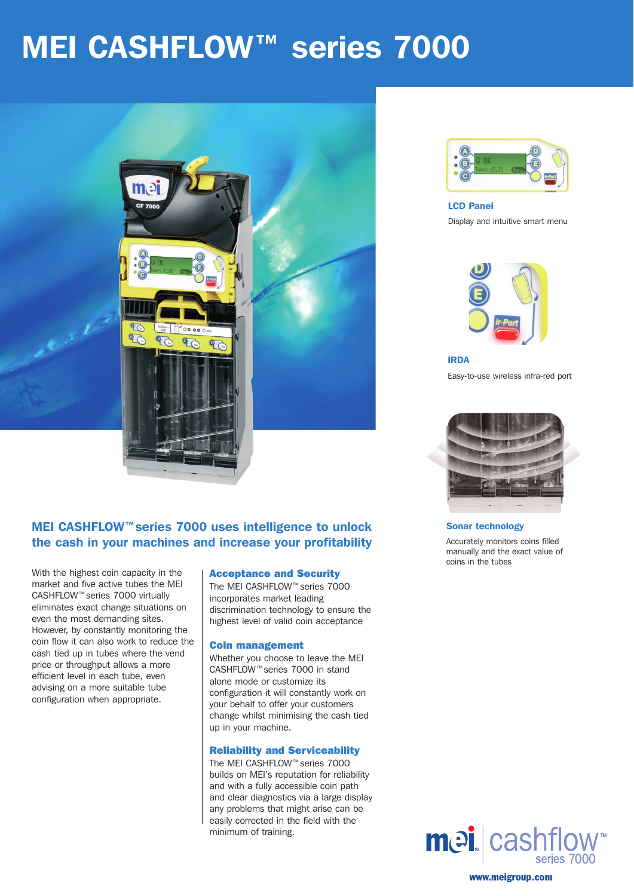# MEI CASHFLOW™ series 7000

### LCD Panel

Display and intuitive smart menu

### IRDA

Easy-to-use wireless infra-red port

### Sonar technology

Accurately monitors coins filled manually and the exact value of coins in the tubes

## MEI CASHFLOW™ series 7000 uses intelligence to unlock the cash in your machines and increase your profitability

With the highest coin capacity in the market and five active tubes the MEI CASHFLOW™ series 7000 virtually eliminates exact change situations on even the most demanding sites. However, by constantly monitoring the coin flow it can also work to reduce the cash tied up in tubes where the vend price or throughput allows a more efficient level in each tube, even advising on a more suitable tube configuration when appropriate.

### Acceptance and Security

The MEI CASHFLOW™ series 7000 incorporates market leading discrimination technology to ensure the highest level of valid coin acceptance

### Coin management

Whether you choose to leave the MEI CASHFLOW™ series 7000 in stand alone mode or customize its configuration it will constantly work on your behalf to offer your customers change whilst minimising the cash tied up in your machine.

### Reliability and Serviceability

The MEI CASHFLOW™ series 7000 builds on MEI's reputation for reliability and with a fully accessible coin path and clear diagnostics via a large display any problems that might arise can be easily corrected in the field with the minimum of training.

mei cashflow™ series 7000

www.meigroup.com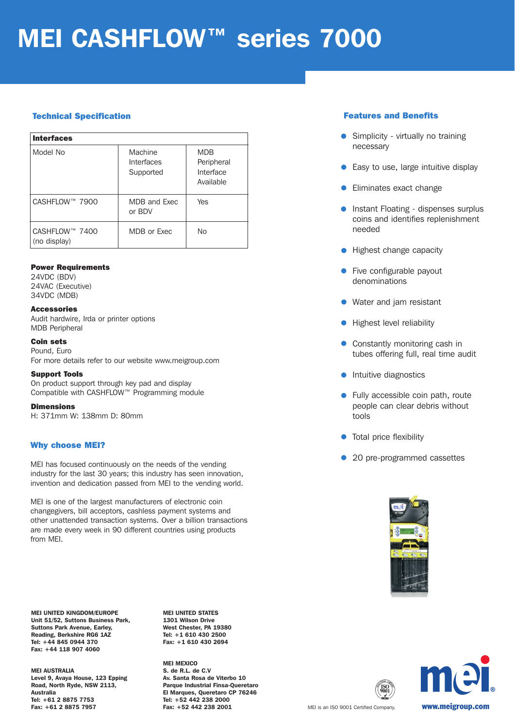# MEI CASHFLOW™ series 7000

## Technical Specification

| Interfaces | | |
|---|---|---|
| Model No | Machine Interfaces Supported | MDB Peripheral Interface Available |
| CASHFLOW™ 7900 | MDB and Exec or BDV | Yes |
| CASHFLOW™ 7400 (no display) | MDB or Exec | No |

**Power Requirements**
24VDC (BDV)
24VAC (Executive)
34VDC (MDB)

**Accessories**
Audit hardwire, Irda or printer options
MDB Peripheral

**Coin sets**
Pound, Euro
For more details refer to our website www.meigroup.com

**Support Tools**
On product support through key pad and display
Compatible with CASHFLOW™ Programming module

**Dimensions**
H: 371mm W: 138mm D: 80mm

## Why choose MEI?

MEI has focused continuously on the needs of the vending industry for the last 30 years; this industry has seen innovation, invention and dedication passed from MEI to the vending world.

MEI is one of the largest manufacturers of electronic coin changegivers, bill acceptors, cashless payment systems and other unattended transaction systems. Over a billion transactions are made every week in 90 different countries using products from MEI.

## Features and Benefits

- Simplicity - virtually no training necessary
- Easy to use, large intuitive display
- Eliminates exact change
- Instant Floating - dispenses surplus coins and identifies replenishment needed
- Highest change capacity
- Five configurable payout denominations
- Water and jam resistant
- Highest level reliability
- Constantly monitoring cash in tubes offering full, real time audit
- Intuitive diagnostics
- Fully accessible coin path, route people can clear debris without tools
- Total price flexibility
- 20 pre-programmed cassettes

**MEI UNITED KINGDOM/EUROPE**
**Unit 51/52, Suttons Business Park,**
**Suttons Park Avenue, Earley,**
**Reading, Berkshire RG6 1AZ**
**Tel: +44 845 0944 370**
**Fax: +44 118 907 4060**

**MEI UNITED STATES**
**1301 Wilson Drive**
**West Chester, PA 19380**
**Tel: +1 610 430 2500**
**Fax: +1 610 430 2694**

**MEI AUSTRALIA**
**Level 9, Avaya House, 123 Epping**
**Road, North Ryde, NSW 2113,**
**Australia**
**Tel: +61 2 8875 7753**
**Fax: +61 2 8875 7957**

**MEI MEXICO**
**S. de R.L. de C.V**
**Av. Santa Rosa de Viterbo 10**
**Parque Industrial Finsa-Queretaro**
**El Marques, Queretaro CP 76246**
**Tel: +52 442 238 2000**
**Fax: +52 442 238 2001**

MEI is an ISO 9001 Certified Company.

**www.meigroup.com**